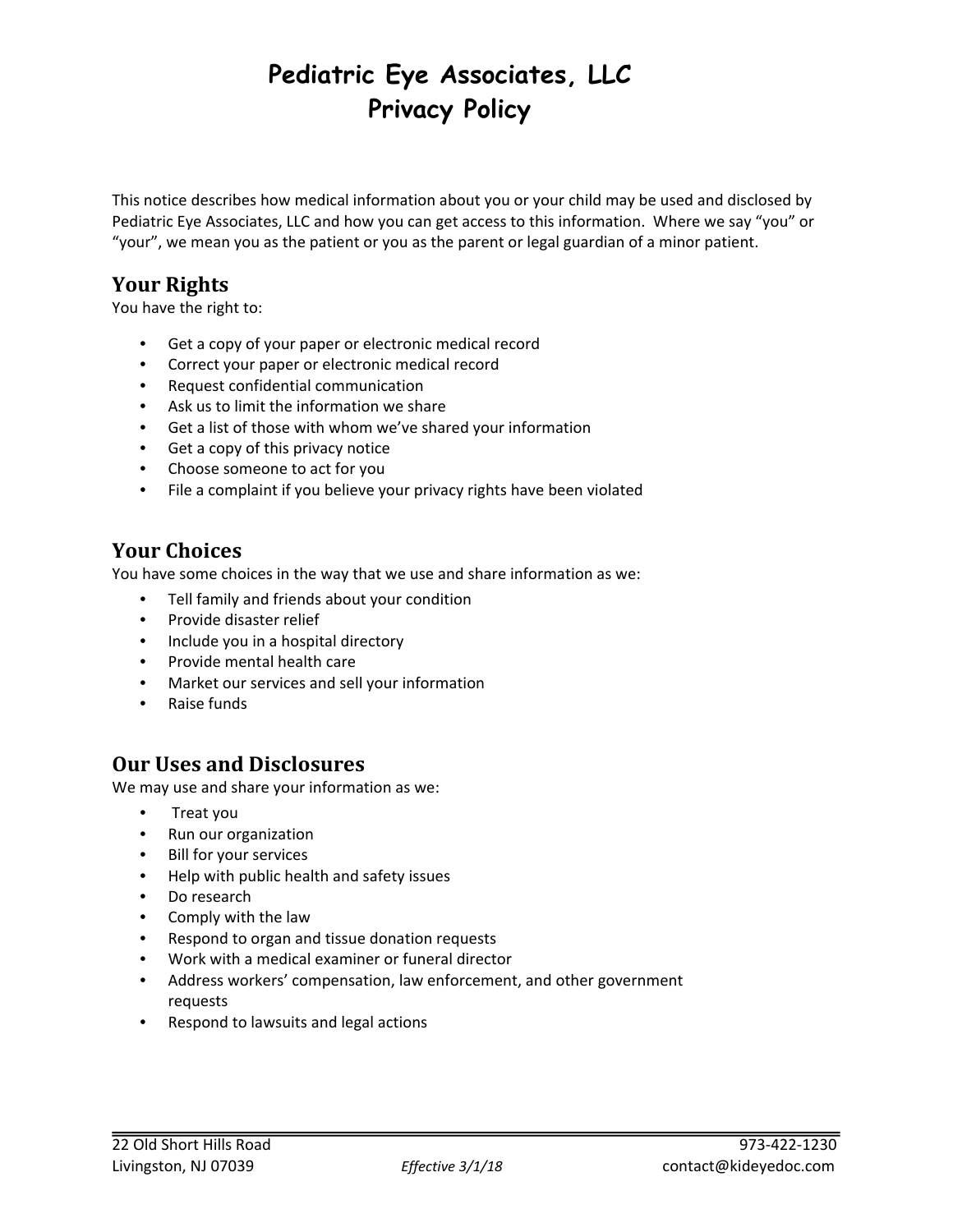# Pediatric Eye Associates, LLC
# Privacy Policy

This notice describes how medical information about you or your child may be used and disclosed by Pediatric Eye Associates, LLC and how you can get access to this information. Where we say "you" or "your", we mean you as the patient or you as the parent or legal guardian of a minor patient.

## Your Rights

You have the right to:

- Get a copy of your paper or electronic medical record
- Correct your paper or electronic medical record
- Request confidential communication
- Ask us to limit the information we share
- Get a list of those with whom we've shared your information
- Get a copy of this privacy notice
- Choose someone to act for you
- File a complaint if you believe your privacy rights have been violated

## Your Choices

You have some choices in the way that we use and share information as we:

- Tell family and friends about your condition
- Provide disaster relief
- Include you in a hospital directory
- Provide mental health care
- Market our services and sell your information
- Raise funds

## Our Uses and Disclosures

We may use and share your information as we:

- Treat you
- Run our organization
- Bill for your services
- Help with public health and safety issues
- Do research
- Comply with the law
- Respond to organ and tissue donation requests
- Work with a medical examiner or funeral director
- Address workers' compensation, law enforcement, and other government requests
- Respond to lawsuits and legal actions

22 Old Short Hills Road
Livingston, NJ 07039
*Effective 3/1/18*
973-422-1230
contact@kideyedoc.com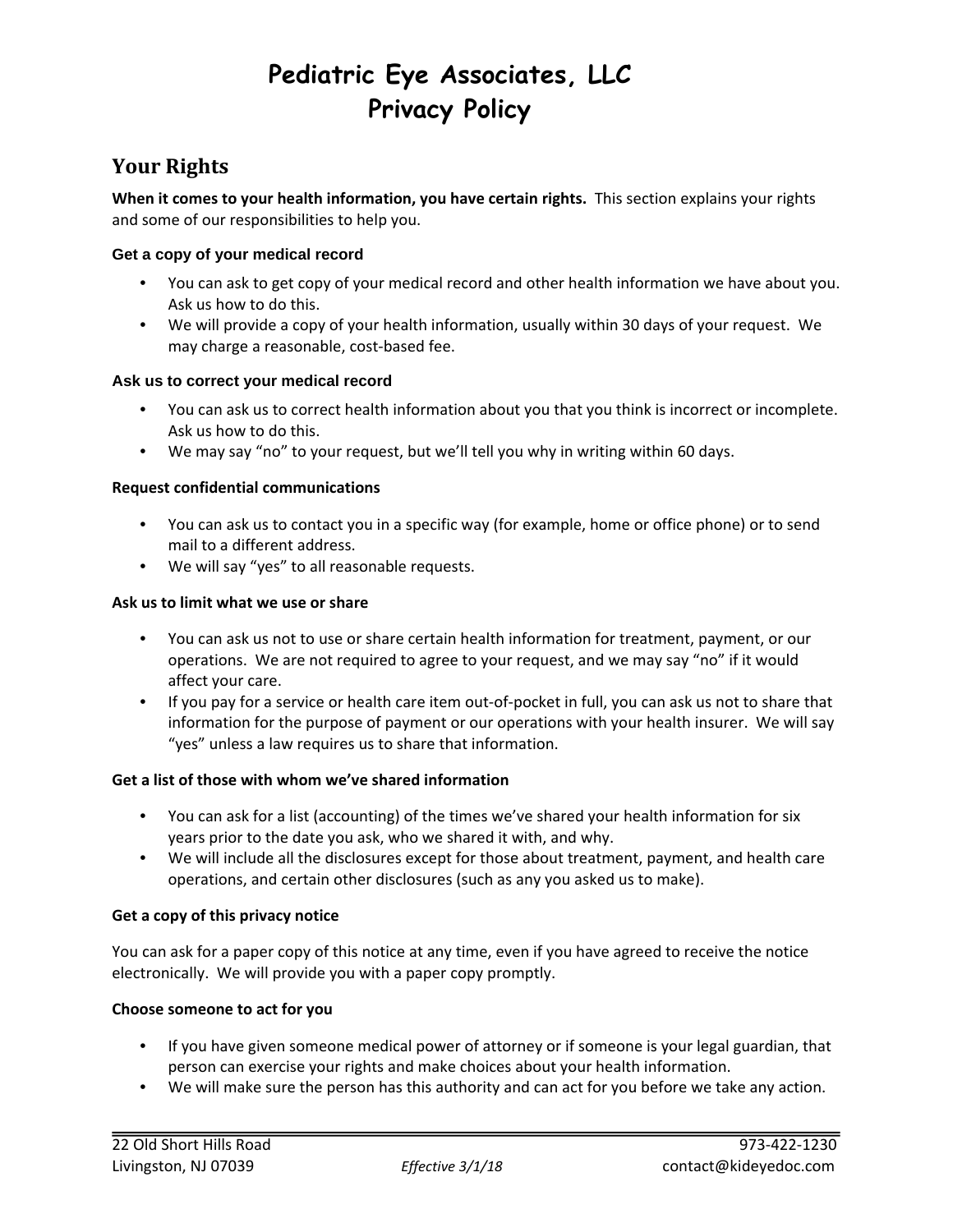# Pediatric Eye Associates, LLC
# Privacy Policy

## Your Rights

**When it comes to your health information, you have certain rights.** This section explains your rights and some of our responsibilities to help you.

### Get a copy of your medical record

- You can ask to get copy of your medical record and other health information we have about you. Ask us how to do this.
- We will provide a copy of your health information, usually within 30 days of your request. We may charge a reasonable, cost-based fee.

### Ask us to correct your medical record

- You can ask us to correct health information about you that you think is incorrect or incomplete. Ask us how to do this.
- We may say "no" to your request, but we'll tell you why in writing within 60 days.

### Request confidential communications

- You can ask us to contact you in a specific way (for example, home or office phone) or to send mail to a different address.
- We will say "yes" to all reasonable requests.

### Ask us to limit what we use or share

- You can ask us not to use or share certain health information for treatment, payment, or our operations. We are not required to agree to your request, and we may say "no" if it would affect your care.
- If you pay for a service or health care item out-of-pocket in full, you can ask us not to share that information for the purpose of payment or our operations with your health insurer. We will say "yes" unless a law requires us to share that information.

### Get a list of those with whom we've shared information

- You can ask for a list (accounting) of the times we've shared your health information for six years prior to the date you ask, who we shared it with, and why.
- We will include all the disclosures except for those about treatment, payment, and health care operations, and certain other disclosures (such as any you asked us to make).

### Get a copy of this privacy notice

You can ask for a paper copy of this notice at any time, even if you have agreed to receive the notice electronically. We will provide you with a paper copy promptly.

### Choose someone to act for you

- If you have given someone medical power of attorney or if someone is your legal guardian, that person can exercise your rights and make choices about your health information.
- We will make sure the person has this authority and can act for you before we take any action.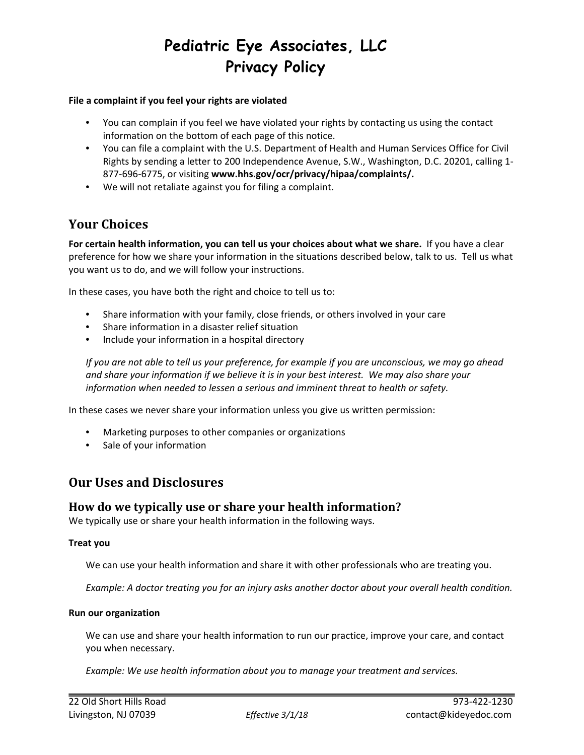# Pediatric Eye Associates, LLC
# Privacy Policy

**File a complaint if you feel your rights are violated**

- You can complain if you feel we have violated your rights by contacting us using the contact information on the bottom of each page of this notice.
- You can file a complaint with the U.S. Department of Health and Human Services Office for Civil Rights by sending a letter to 200 Independence Avenue, S.W., Washington, D.C. 20201, calling 1-877-696-6775, or visiting **www.hhs.gov/ocr/privacy/hipaa/complaints/.**
- We will not retaliate against you for filing a complaint.

## Your Choices

**For certain health information, you can tell us your choices about what we share.** If you have a clear preference for how we share your information in the situations described below, talk to us. Tell us what you want us to do, and we will follow your instructions.

In these cases, you have both the right and choice to tell us to:

- Share information with your family, close friends, or others involved in your care
- Share information in a disaster relief situation
- Include your information in a hospital directory

*If you are not able to tell us your preference, for example if you are unconscious, we may go ahead and share your information if we believe it is in your best interest. We may also share your information when needed to lessen a serious and imminent threat to health or safety.*

In these cases we never share your information unless you give us written permission:

- Marketing purposes to other companies or organizations
- Sale of your information

## Our Uses and Disclosures

### How do we typically use or share your health information?

We typically use or share your health information in the following ways.

**Treat you**

We can use your health information and share it with other professionals who are treating you.

*Example: A doctor treating you for an injury asks another doctor about your overall health condition.*

**Run our organization**

We can use and share your health information to run our practice, improve your care, and contact you when necessary.

*Example: We use health information about you to manage your treatment and services.*

22 Old Short Hills Road
Livingston, NJ 07039
*Effective 3/1/18*
973-422-1230
contact@kideyedoc.com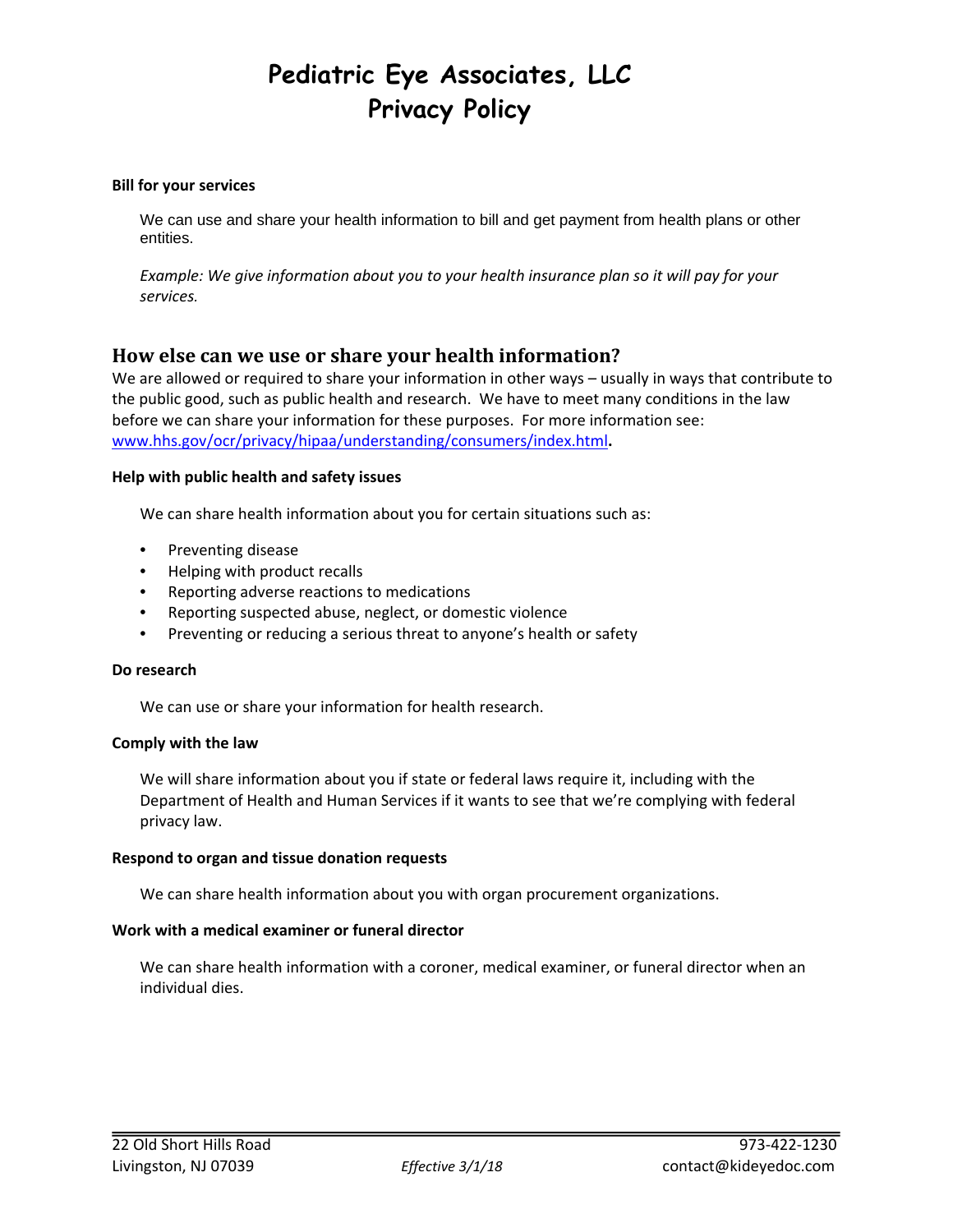# Pediatric Eye Associates, LLC
# Privacy Policy

**Bill for your services**

We can use and share your health information to bill and get payment from health plans or other entities.

*Example: We give information about you to your health insurance plan so it will pay for your services.*

## How else can we use or share your health information?

We are allowed or required to share your information in other ways – usually in ways that contribute to the public good, such as public health and research. We have to meet many conditions in the law before we can share your information for these purposes. For more information see: [www.hhs.gov/ocr/privacy/hipaa/understanding/consumers/index.html](http://www.hhs.gov/ocr/privacy/hipaa/understanding/consumers/index.html).

**Help with public health and safety issues**

We can share health information about you for certain situations such as:

- Preventing disease
- Helping with product recalls
- Reporting adverse reactions to medications
- Reporting suspected abuse, neglect, or domestic violence
- Preventing or reducing a serious threat to anyone's health or safety

**Do research**

We can use or share your information for health research.

**Comply with the law**

We will share information about you if state or federal laws require it, including with the Department of Health and Human Services if it wants to see that we're complying with federal privacy law.

**Respond to organ and tissue donation requests**

We can share health information about you with organ procurement organizations.

**Work with a medical examiner or funeral director**

We can share health information with a coroner, medical examiner, or funeral director when an individual dies.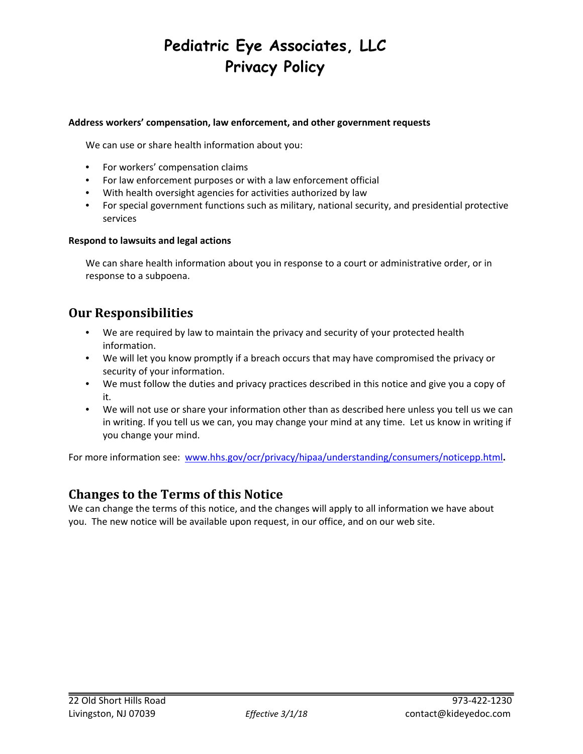# Pediatric Eye Associates, LLC
# Privacy Policy

**Address workers' compensation, law enforcement, and other government requests**

We can use or share health information about you:

- For workers' compensation claims
- For law enforcement purposes or with a law enforcement official
- With health oversight agencies for activities authorized by law
- For special government functions such as military, national security, and presidential protective services

**Respond to lawsuits and legal actions**

We can share health information about you in response to a court or administrative order, or in response to a subpoena.

## Our Responsibilities

- We are required by law to maintain the privacy and security of your protected health information.
- We will let you know promptly if a breach occurs that may have compromised the privacy or security of your information.
- We must follow the duties and privacy practices described in this notice and give you a copy of it.
- We will not use or share your information other than as described here unless you tell us we can in writing. If you tell us we can, you may change your mind at any time. Let us know in writing if you change your mind.

For more information see: [www.hhs.gov/ocr/privacy/hipaa/understanding/consumers/noticepp.html](www.hhs.gov/ocr/privacy/hipaa/understanding/consumers/noticepp.html).

## Changes to the Terms of this Notice

We can change the terms of this notice, and the changes will apply to all information we have about you. The new notice will be available upon request, in our office, and on our web site.

22 Old Short Hills Road
Livingston, NJ 07039

*Effective 3/1/18*

973-422-1230
contact@kideyedoc.com